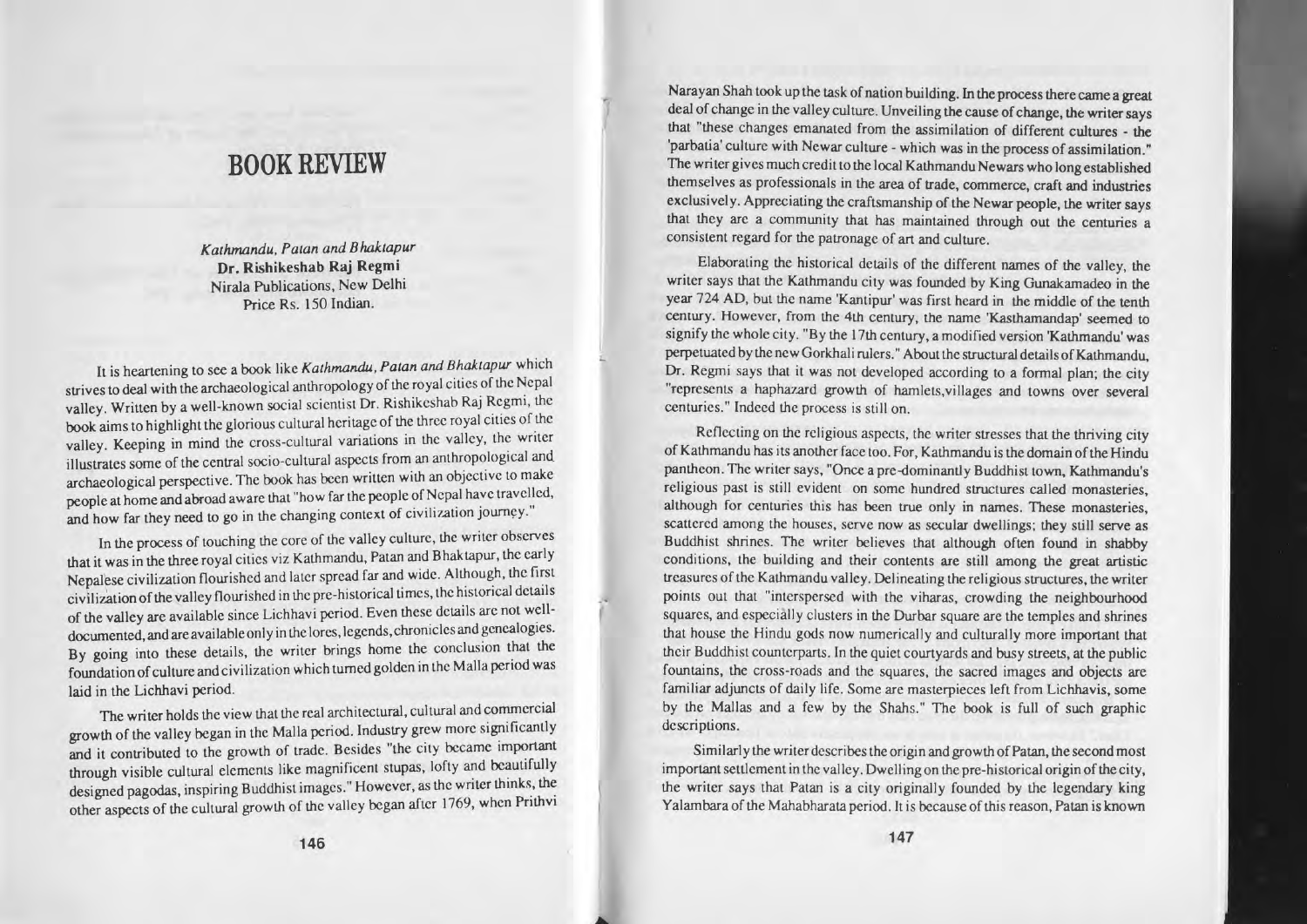# BOOK REVIEW

*Kathmandu, Patan and Bhaktapur*
**Dr. Rishikeshab Raj Regmi**
Nirala Publications, New Delhi
Price Rs. 150 Indian.

It is heartening to see a book like *Kathmandu, Patan and Bhaktapur* which strives to deal with the archaeological anthropology of the royal cities of the Nepal valley. Written by a well-known social scientist Dr. Rishikeshab Raj Regmi, the book aims to highlight the glorious cultural heritage of the three royal cities of the valley. Keeping in mind the cross-cultural variations in the valley, the writer illustrates some of the central socio-cultural aspects from an anthropological and archaeological perspective. The book has been written with an objective to make people at home and abroad aware that "how far the people of Nepal have travelled, and how far they need to go in the changing context of civilization journey."

In the process of touching the core of the valley culture, the writer observes that it was in the three royal cities viz Kathmandu, Patan and Bhaktapur, the early Nepalese civilization flourished and later spread far and wide. Although, the first civilization of the valley flourished in the pre-historical times, the historical details of the valley are available since Lichhavi period. Even these details are not well-documented, and are available only in the lores, legends, chronicles and genealogies. By going into these details, the writer brings home the conclusion that the foundation of culture and civilization which turned golden in the Malla period was laid in the Lichhavi period.

The writer holds the view that the real architectural, cultural and commercial growth of the valley began in the Malla period. Industry grew more significantly and it contributed to the growth of trade. Besides "the city became important through visible cultural elements like magnificent stupas, lofty and beautifully designed pagodas, inspiring Buddhist images." However, as the writer thinks, the other aspects of the cultural growth of the valley began after 1769, when Prithvi Narayan Shah took up the task of nation building. In the process there came a great deal of change in the valley culture. Unveiling the cause of change, the writer says that "these changes emanated from the assimilation of different cultures - the 'parbatia' culture with Newar culture - which was in the process of assimilation." The writer gives much credit to the local Kathmandu Newars who long established themselves as professionals in the area of trade, commerce, craft and industries exclusively. Appreciating the craftsmanship of the Newar people, the writer says that they are a community that has maintained through out the centuries a consistent regard for the patronage of art and culture.

Elaborating the historical details of the different names of the valley, the writer says that the Kathmandu city was founded by King Gunakamadeo in the year 724 AD, but the name 'Kantipur' was first heard in the middle of the tenth century. However, from the 4th century, the name 'Kasthamandap' seemed to signify the whole city. "By the 17th century, a modified version 'Kathmandu' was perpetuated by the new Gorkhali rulers." About the structural details of Kathmandu, Dr. Regmi says that it was not developed according to a formal plan; the city "represents a haphazard growth of hamlets,villages and towns over several centuries." Indeed the process is still on.

Reflecting on the religious aspects, the writer stresses that the thriving city of Kathmandu has its another face too. For, Kathmandu is the domain of the Hindu pantheon. The writer says, "Once a pre-dominantly Buddhist town, Kathmandu's religious past is still evident on some hundred structures called monasteries, although for centuries this has been true only in names. These monasteries, scattered among the houses, serve now as secular dwellings; they still serve as Buddhist shrines. The writer believes that although often found in shabby conditions, the building and their contents are still among the great artistic treasures of the Kathmandu valley. Delineating the religious structures, the writer points out that "interspersed with the viharas, crowding the neighbourhood squares, and especially clusters in the Durbar square are the temples and shrines that house the Hindu gods now numerically and culturally more important that their Buddhist counterparts. In the quiet courtyards and busy streets, at the public fountains, the cross-roads and the squares, the sacred images and objects are familiar adjuncts of daily life. Some are masterpieces left from Lichhavis, some by the Mallas and a few by the Shahs." The book is full of such graphic descriptions.

Similarly the writer describes the origin and growth of Patan, the second most important settlement in the valley. Dwelling on the pre-historical origin of the city, the writer says that Patan is a city originally founded by the legendary king Yalambara of the Mahabharata period. It is because of this reason, Patan is known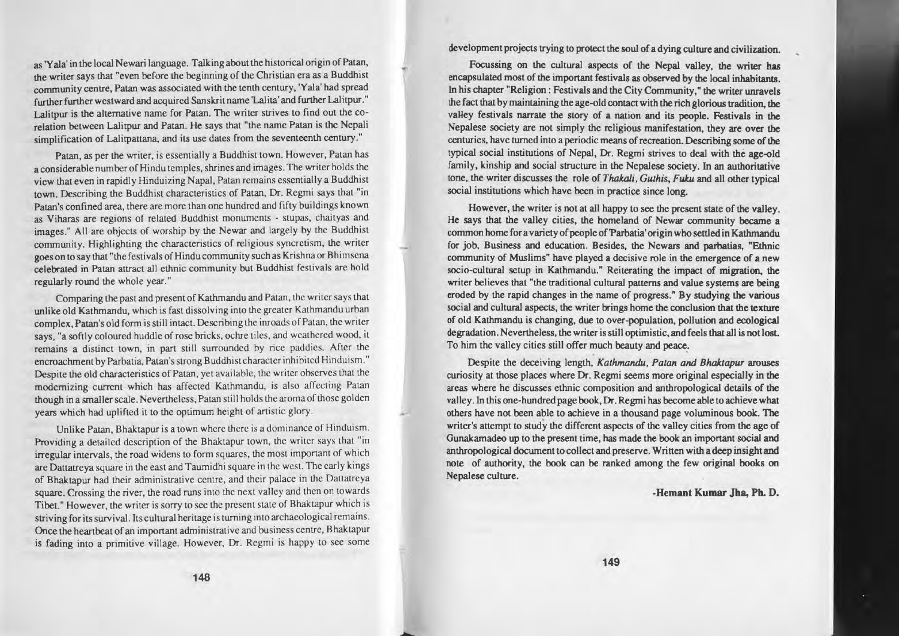as 'Yala' in the local Newari language. Talking about the historical origin of Patan, the writer says that "even before the beginning of the Christian era as a Buddhist community centre, Patan was associated with the tenth century, 'Yala' had spread further further westward and acquired Sanskrit name 'Lalita' and further Lalitpur." Lalitpur is the alternative name for Patan. The writer strives to find out the co-relation between Lalitpur and Patan. He says that "the name Patan is the Nepali simplification of Lalitpattana, and its use dates from the seventeenth century."

Patan, as per the writer, is essentially a Buddhist town. However, Patan has a considerable number of Hindu temples, shrines and images. The writer holds the view that even in rapidly Hinduizing Napal, Patan remains essentially a Buddhist town. Describing the Buddhist characteristics of Patan, Dr. Regmi says that "in Patan's confined area, there are more than one hundred and fifty buildings known as Viharas are regions of related Buddhist monuments - stupas, chaityas and images." All are objects of worship by the Newar and largely by the Buddhist community. Highlighting the characteristics of religious syncretism, the writer goes on to say that "the festivals of Hindu community such as Krishna or Bhimsena celebrated in Patan attract all ethnic community but Buddhist festivals are hold regularly round the whole year."

Comparing the past and present of Kathmandu and Patan, the writer says that unlike old Kathmandu, which is fast dissolving into the greater Kathmandu urban complex, Patan's old form is still intact. Describing the inroads of Patan, the writer says, "a softly coloured huddle of rose bricks, ochre tiles, and weathered wood, it remains a distinct town, in part still surrounded by rice paddies. After the encroachment by Parbatia, Patan's strong Buddhist character inhibited Hinduism." Despite the old characteristics of Patan, yet available, the writer observes that the modernizing current which has affected Kathmandu, is also affecting Patan though in a smaller scale. Nevertheless, Patan still holds the aroma of those golden years which had uplifted it to the optimum height of artistic glory.

Unlike Patan, Bhaktapur is a town where there is a dominance of Hinduism. Providing a detailed description of the Bhaktapur town, the writer says that "in irregular intervals, the road widens to form squares, the most important of which are Dattatreya square in the east and Taumidhi square in the west. The early kings of Bhaktapur had their administrative centre, and their palace in the Dattatreya square. Crossing the river, the road runs into the next valley and then on towards Tibet." However, the writer is sorry to see the present state of Bhaktapur which is striving for its survival. Its cultural heritage is turning into archaeological remains. Once the heartbeat of an important administrative and business centre, Bhaktapur is fading into a primitive village. However, Dr. Regmi is happy to see some development projects trying to protect the soul of a dying culture and civilization.

Focussing on the cultural aspects of the Nepal valley, the writer has encapsulated most of the important festivals as observed by the local inhabitants. In his chapter "Religion : Festivals and the City Community," the writer unravels the fact that by maintaining the age-old contact with the rich glorious tradition, the valley festivals narrate the story of a nation and its people. Festivals in the Nepalese society are not simply the religious manifestation, they are over the centuries, have turned into a periodic means of recreation. Describing some of the typical social institutions of Nepal, Dr. Regmi strives to deal with the age-old family, kinship and social structure in the Nepalese society. In an authoritative tone, the writer discusses the role of *Thakali*, *Guthis*, *Fuku* and all other typical social institutions which have been in practice since long.

However, the writer is not at all happy to see the present state of the valley. He says that the valley cities, the homeland of Newar community became a common home for a variety of people of 'Parbatia' origin who settled in Kathmandu for job, Business and education. Besides, the Newars and parbatias, "Ethnic community of Muslims" have played a decisive role in the emergence of a new socio-cultural setup in Kathmandu." Reiterating the impact of migration, the writer believes that "the traditional cultural patterns and value systems are being eroded by the rapid changes in the name of progress." By studying the various social and cultural aspects, the writer brings home the conclusion that the texture of old Kathmandu is changing, due to over-population, pollution and ecological degradation. Nevertheless, the writer is still optimistic, and feels that all is not lost. To him the valley cities still offer much beauty and peace.

Despite the deceiving length, *Kathmandu, Patan and Bhaktapur* arouses curiosity at those places where Dr. Regmi seems more original especially in the areas where he discusses ethnic composition and anthropological details of the valley. In this one-hundred page book, Dr. Regmi has become able to achieve what others have not been able to achieve in a thousand page voluminous book. The writer's attempt to study the different aspects of the valley cities from the age of Gunakamadeo up to the present time, has made the book an important social and anthropological document to collect and preserve. Written with a deep insight and note of authority, the book can be ranked among the few original books on Nepalese culture.

**-Hemant Kumar Jha, Ph. D.**